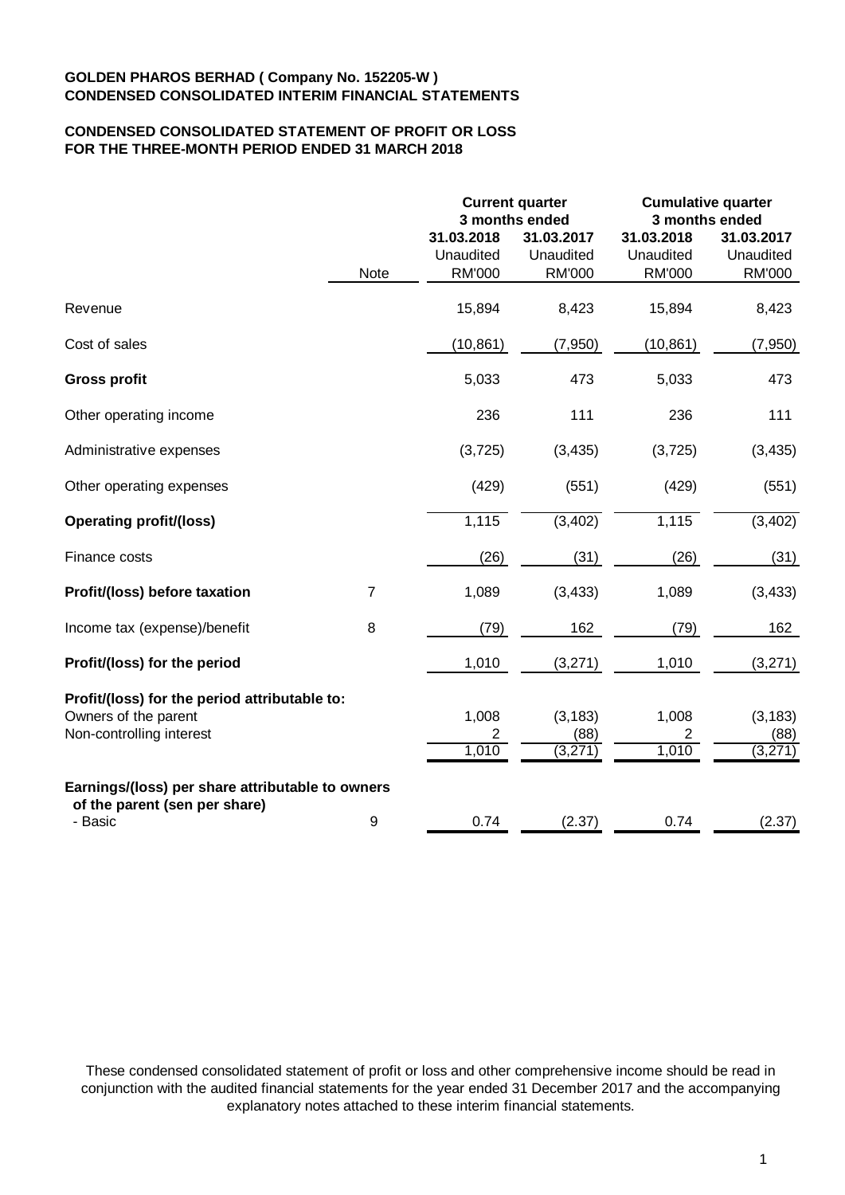**GOLDEN PHAROS BERHAD ( Company No. 152205-W )**
**CONDENSED CONSOLIDATED INTERIM FINANCIAL STATEMENTS**

**CONDENSED CONSOLIDATED STATEMENT OF PROFIT OR LOSS**
**FOR THE THREE-MONTH PERIOD ENDED 31 MARCH 2018**

| | Note | **Current quarter 3 months ended** | | **Cumulative quarter 3 months ended** | |
|---|---|---|---|---|---|
| | | **31.03.2018** Unaudited RM'000 | **31.03.2017** Unaudited RM'000 | **31.03.2018** Unaudited RM'000 | **31.03.2017** Unaudited RM'000 |
| Revenue | | 15,894 | 8,423 | 15,894 | 8,423 |
| Cost of sales | | (10,861) | (7,950) | (10,861) | (7,950) |
| **Gross profit** | | 5,033 | 473 | 5,033 | 473 |
| Other operating income | | 236 | 111 | 236 | 111 |
| Administrative expenses | | (3,725) | (3,435) | (3,725) | (3,435) |
| Other operating expenses | | (429) | (551) | (429) | (551) |
| **Operating profit/(loss)** | | 1,115 | (3,402) | 1,115 | (3,402) |
| Finance costs | | (26) | (31) | (26) | (31) |
| **Profit/(loss) before taxation** | 7 | 1,089 | (3,433) | 1,089 | (3,433) |
| Income tax (expense)/benefit | 8 | (79) | 162 | (79) | 162 |
| **Profit/(loss) for the period** | | 1,010 | (3,271) | 1,010 | (3,271) |
| **Profit/(loss) for the period attributable to:** | | | | | |
| Owners of the parent | | 1,008 | (3,183) | 1,008 | (3,183) |
| Non-controlling interest | | 2 | (88) | 2 | (88) |
| | | 1,010 | (3,271) | 1,010 | (3,271) |
| **Earnings/(loss) per share attributable to owners of the parent (sen per share)** | | | | | |
| - Basic | 9 | 0.74 | (2.37) | 0.74 | (2.37) |

These condensed consolidated statement of profit or loss and other comprehensive income should be read in conjunction with the audited financial statements for the year ended 31 December 2017 and the accompanying explanatory notes attached to these interim financial statements.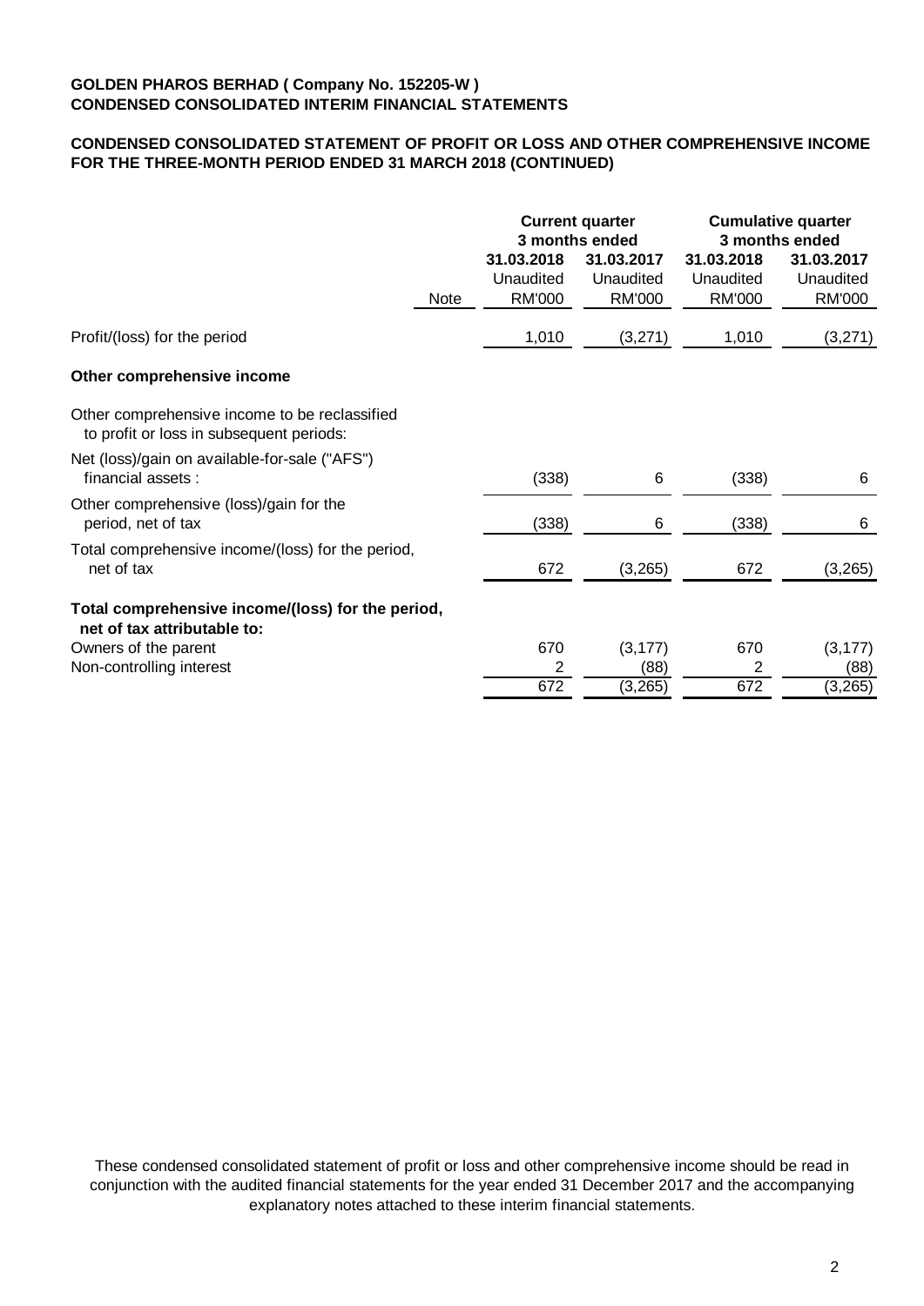**GOLDEN PHAROS BERHAD ( Company No. 152205-W )**
**CONDENSED CONSOLIDATED INTERIM FINANCIAL STATEMENTS**

**CONDENSED CONSOLIDATED STATEMENT OF PROFIT OR LOSS AND OTHER COMPREHENSIVE INCOME FOR THE THREE-MONTH PERIOD ENDED 31 MARCH 2018 (CONTINUED)**

| | | **Current quarter 3 months ended** | | **Cumulative quarter 3 months ended** | |
|---|---|---|---|---|---|
| | | **31.03.2018** | **31.03.2017** | **31.03.2018** | **31.03.2017** |
| | | Unaudited | Unaudited | Unaudited | Unaudited |
| | Note | RM'000 | RM'000 | RM'000 | RM'000 |
| Profit/(loss) for the period | | 1,010 | (3,271) | 1,010 | (3,271) |
| **Other comprehensive income** | | | | | |
| Other comprehensive income to be reclassified to profit or loss in subsequent periods: | | | | | |
| Net (loss)/gain on available-for-sale ("AFS") financial assets : | | (338) | 6 | (338) | 6 |
| Other comprehensive (loss)/gain for the period, net of tax | | (338) | 6 | (338) | 6 |
| Total comprehensive income/(loss) for the period, net of tax | | 672 | (3,265) | 672 | (3,265) |
| **Total comprehensive income/(loss) for the period, net of tax attributable to:** | | | | | |
| Owners of the parent | | 670 | (3,177) | 670 | (3,177) |
| Non-controlling interest | | 2 | (88) | 2 | (88) |
| | | 672 | (3,265) | 672 | (3,265) |

These condensed consolidated statement of profit or loss and other comprehensive income should be read in conjunction with the audited financial statements for the year ended 31 December 2017 and the accompanying explanatory notes attached to these interim financial statements.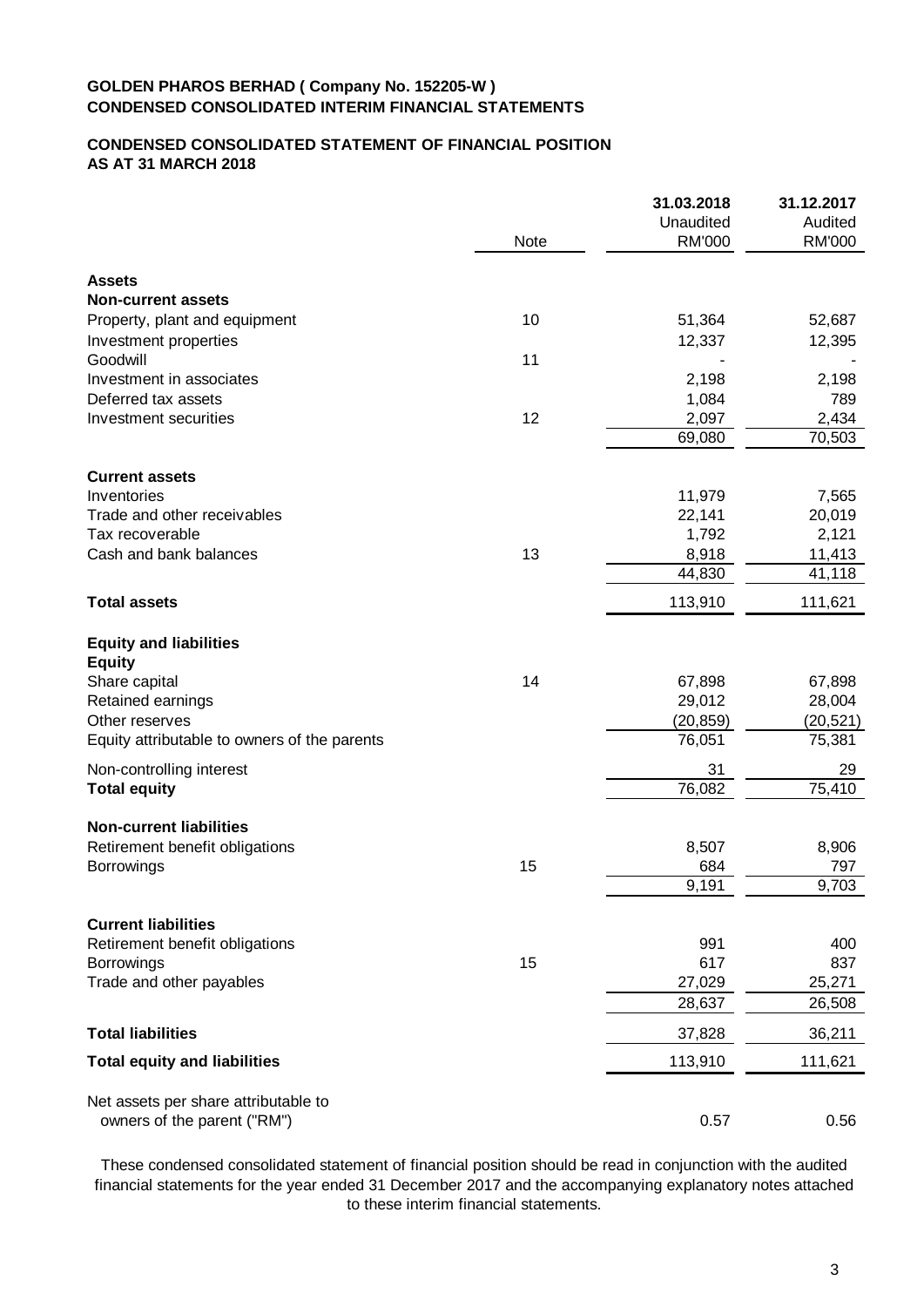**GOLDEN PHAROS BERHAD ( Company No. 152205-W )**
**CONDENSED CONSOLIDATED INTERIM FINANCIAL STATEMENTS**

**CONDENSED CONSOLIDATED STATEMENT OF FINANCIAL POSITION**
**AS AT 31 MARCH 2018**

| | Note | 31.03.2018 Unaudited RM'000 | 31.12.2017 Audited RM'000 |
|---|---|---|---|
| **Assets** | | | |
| **Non-current assets** | | | |
| Property, plant and equipment | 10 | 51,364 | 52,687 |
| Investment properties | | 12,337 | 12,395 |
| Goodwill | 11 | - | - |
| Investment in associates | | 2,198 | 2,198 |
| Deferred tax assets | | 1,084 | 789 |
| Investment securities | 12 | 2,097 | 2,434 |
| | | 69,080 | 70,503 |
| **Current assets** | | | |
| Inventories | | 11,979 | 7,565 |
| Trade and other receivables | | 22,141 | 20,019 |
| Tax recoverable | | 1,792 | 2,121 |
| Cash and bank balances | 13 | 8,918 | 11,413 |
| | | 44,830 | 41,118 |
| **Total assets** | | 113,910 | 111,621 |
| **Equity and liabilities** | | | |
| **Equity** | | | |
| Share capital | 14 | 67,898 | 67,898 |
| Retained earnings | | 29,012 | 28,004 |
| Other reserves | | (20,859) | (20,521) |
| Equity attributable to owners of the parents | | 76,051 | 75,381 |
| Non-controlling interest | | 31 | 29 |
| **Total equity** | | 76,082 | 75,410 |
| **Non-current liabilities** | | | |
| Retirement benefit obligations | | 8,507 | 8,906 |
| Borrowings | 15 | 684 | 797 |
| | | 9,191 | 9,703 |
| **Current liabilities** | | | |
| Retirement benefit obligations | | 991 | 400 |
| Borrowings | 15 | 617 | 837 |
| Trade and other payables | | 27,029 | 25,271 |
| | | 28,637 | 26,508 |
| **Total liabilities** | | 37,828 | 36,211 |
| **Total equity and liabilities** | | 113,910 | 111,621 |
| Net assets per share attributable to owners of the parent ("RM") | | 0.57 | 0.56 |

These condensed consolidated statement of financial position should be read in conjunction with the audited financial statements for the year ended 31 December 2017 and the accompanying explanatory notes attached to these interim financial statements.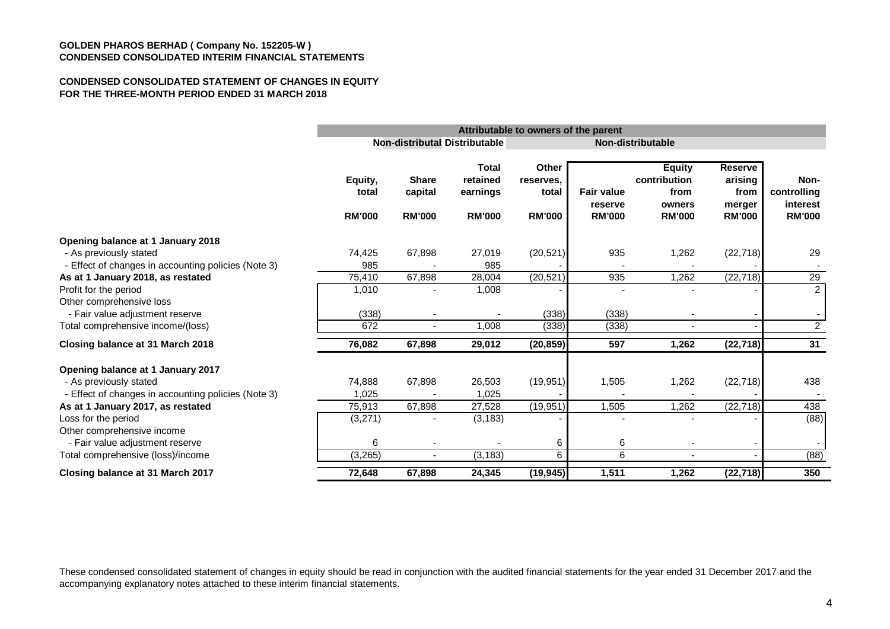**GOLDEN PHAROS BERHAD ( Company No. 152205-W )**
**CONDENSED CONSOLIDATED INTERIM FINANCIAL STATEMENTS**

**CONDENSED CONSOLIDATED STATEMENT OF CHANGES IN EQUITY**
**FOR THE THREE-MONTH PERIOD ENDED 31 MARCH 2018**

| | Attributable to owners of the parent | | | | | | | |
|---|---|---|---|---|---|---|---|---|
| | | Non-distributable | Distributable | Non-distributable | | | | |
| | Equity, total | Share capital | Total retained earnings | Other reserves, total | Fair value reserve | Equity contribution from owners | Reserve arising from merger | Non-controlling interest |
| | RM'000 | RM'000 | RM'000 | RM'000 | RM'000 | RM'000 | RM'000 | RM'000 |
| **Opening balance at 1 January 2018** | | | | | | | | |
| - As previously stated | 74,425 | 67,898 | 27,019 | (20,521) | 935 | 1,262 | (22,718) | 29 |
| - Effect of changes in accounting policies (Note 3) | 985 | - | 985 | - | - | - | - | - |
| **As at 1 January 2018, as restated** | 75,410 | 67,898 | 28,004 | (20,521) | 935 | 1,262 | (22,718) | 29 |
| Profit for the period | 1,010 | - | 1,008 | - | - | - | - | 2 |
| Other comprehensive loss | | | | | | | | |
| - Fair value adjustment reserve | (338) | - | - | (338) | (338) | - | - | - |
| Total comprehensive income/(loss) | 672 | - | 1,008 | (338) | (338) | - | - | 2 |
| **Closing balance at 31 March 2018** | **76,082** | **67,898** | **29,012** | **(20,859)** | **597** | **1,262** | **(22,718)** | **31** |
| **Opening balance at 1 January 2017** | | | | | | | | |
| - As previously stated | 74,888 | 67,898 | 26,503 | (19,951) | 1,505 | 1,262 | (22,718) | 438 |
| - Effect of changes in accounting policies (Note 3) | 1,025 | - | 1,025 | - | - | - | - | - |
| **As at 1 January 2017, as restated** | 75,913 | 67,898 | 27,528 | (19,951) | 1,505 | 1,262 | (22,718) | 438 |
| Loss for the period | (3,271) | - | (3,183) | - | - | - | - | (88) |
| Other comprehensive income | | | | | | | | |
| - Fair value adjustment reserve | 6 | - | - | 6 | 6 | - | - | - |
| Total comprehensive (loss)/income | (3,265) | - | (3,183) | 6 | 6 | - | - | (88) |
| **Closing balance at 31 March 2017** | **72,648** | **67,898** | **24,345** | **(19,945)** | **1,511** | **1,262** | **(22,718)** | **350** |

These condensed consolidated statement of changes in equity should be read in conjunction with the audited financial statements for the year ended 31 December 2017 and the accompanying explanatory notes attached to these interim financial statements.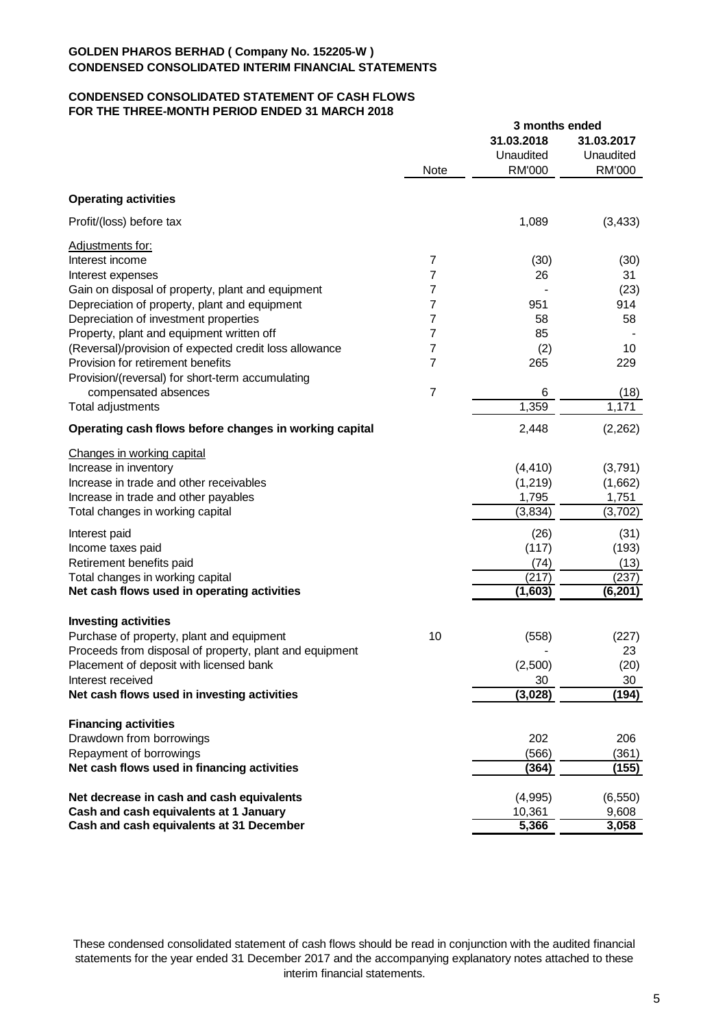**GOLDEN PHAROS BERHAD ( Company No. 152205-W )**
**CONDENSED CONSOLIDATED INTERIM FINANCIAL STATEMENTS**

**CONDENSED CONSOLIDATED STATEMENT OF CASH FLOWS**
**FOR THE THREE-MONTH PERIOD ENDED 31 MARCH 2018**

| | Note | 3 months ended 31.03.2018 Unaudited RM'000 | 3 months ended 31.03.2017 Unaudited RM'000 |
|---|---|---|---|
| **Operating activities** | | | |
| Profit/(loss) before tax | | 1,089 | (3,433) |
| Adjustments for: | | | |
| Interest income | 7 | (30) | (30) |
| Interest expenses | 7 | 26 | 31 |
| Gain on disposal of property, plant and equipment | 7 | - | (23) |
| Depreciation of property, plant and equipment | 7 | 951 | 914 |
| Depreciation of investment properties | 7 | 58 | 58 |
| Property, plant and equipment written off | 7 | 85 | - |
| (Reversal)/provision of expected credit loss allowance | 7 | (2) | 10 |
| Provision for retirement benefits | 7 | 265 | 229 |
| Provision/(reversal) for short-term accumulating compensated absences | 7 | 6 | (18) |
| Total adjustments | | 1,359 | 1,171 |
| **Operating cash flows before changes in working capital** | | 2,448 | (2,262) |
| Changes in working capital | | | |
| Increase in inventory | | (4,410) | (3,791) |
| Increase in trade and other receivables | | (1,219) | (1,662) |
| Increase in trade and other payables | | 1,795 | 1,751 |
| Total changes in working capital | | (3,834) | (3,702) |
| Interest paid | | (26) | (31) |
| Income taxes paid | | (117) | (193) |
| Retirement benefits paid | | (74) | (13) |
| Total changes in working capital | | (217) | (237) |
| **Net cash flows used in operating activities** | | **(1,603)** | **(6,201)** |
| **Investing activities** | | | |
| Purchase of property, plant and equipment | 10 | (558) | (227) |
| Proceeds from disposal of property, plant and equipment | | - | 23 |
| Placement of deposit with licensed bank | | (2,500) | (20) |
| Interest received | | 30 | 30 |
| **Net cash flows used in investing activities** | | **(3,028)** | **(194)** |
| **Financing activities** | | | |
| Drawdown from borrowings | | 202 | 206 |
| Repayment of borrowings | | (566) | (361) |
| **Net cash flows used in financing activities** | | **(364)** | **(155)** |
| **Net decrease in cash and cash equivalents** | | (4,995) | (6,550) |
| **Cash and cash equivalents at 1 January** | | 10,361 | 9,608 |
| **Cash and cash equivalents at 31 December** | | **5,366** | **3,058** |

These condensed consolidated statement of cash flows should be read in conjunction with the audited financial statements for the year ended 31 December 2017 and the accompanying explanatory notes attached to these interim financial statements.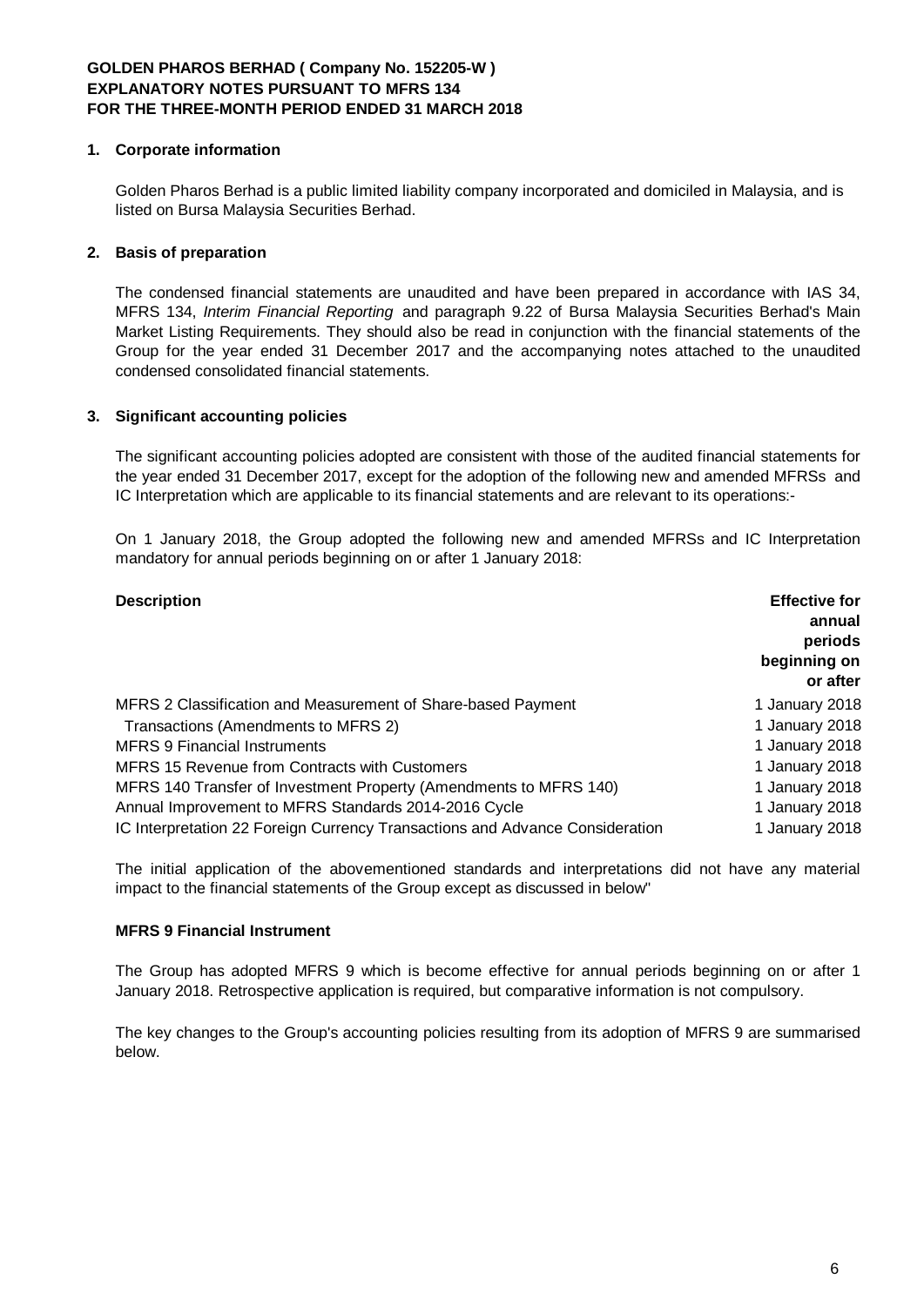**GOLDEN PHAROS BERHAD ( Company No. 152205-W )**
**EXPLANATORY NOTES PURSUANT TO MFRS 134**
**FOR THE THREE-MONTH PERIOD ENDED 31 MARCH 2018**

## 1. Corporate information

Golden Pharos Berhad is a public limited liability company incorporated and domiciled in Malaysia, and is listed on Bursa Malaysia Securities Berhad.

## 2. Basis of preparation

The condensed financial statements are unaudited and have been prepared in accordance with IAS 34, MFRS 134, *Interim Financial Reporting* and paragraph 9.22 of Bursa Malaysia Securities Berhad's Main Market Listing Requirements. They should also be read in conjunction with the financial statements of the Group for the year ended 31 December 2017 and the accompanying notes attached to the unaudited condensed consolidated financial statements.

## 3. Significant accounting policies

The significant accounting policies adopted are consistent with those of the audited financial statements for the year ended 31 December 2017, except for the adoption of the following new and amended MFRSs and IC Interpretation which are applicable to its financial statements and are relevant to its operations:-

On 1 January 2018, the Group adopted the following new and amended MFRSs and IC Interpretation mandatory for annual periods beginning on or after 1 January 2018:

| **Description** | **Effective for annual periods beginning on or after** |
|---|---|
| MFRS 2 Classification and Measurement of Share-based Payment | 1 January 2018 |
| Transactions (Amendments to MFRS 2) | 1 January 2018 |
| MFRS 9 Financial Instruments | 1 January 2018 |
| MFRS 15 Revenue from Contracts with Customers | 1 January 2018 |
| MFRS 140 Transfer of Investment Property (Amendments to MFRS 140) | 1 January 2018 |
| Annual Improvement to MFRS Standards 2014-2016 Cycle | 1 January 2018 |
| IC Interpretation 22 Foreign Currency Transactions and Advance Consideration | 1 January 2018 |

The initial application of the abovementioned standards and interpretations did not have any material impact to the financial statements of the Group except as discussed in below"

**MFRS 9 Financial Instrument**

The Group has adopted MFRS 9 which is become effective for annual periods beginning on or after 1 January 2018. Retrospective application is required, but comparative information is not compulsory.

The key changes to the Group's accounting policies resulting from its adoption of MFRS 9 are summarised below.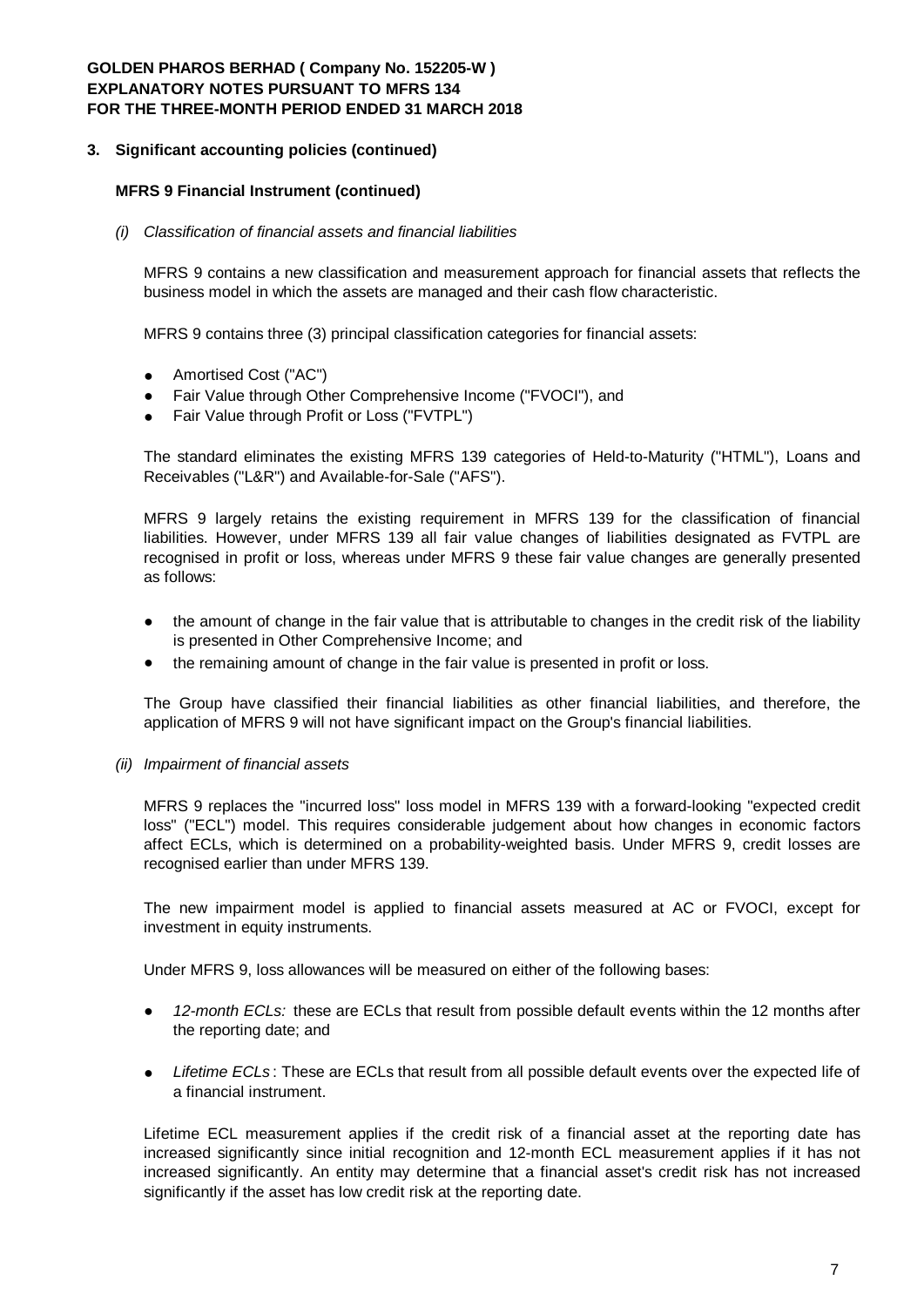## 3. Significant accounting policies (continued)

### MFRS 9 Financial Instrument (continued)

*(i) Classification of financial assets and financial liabilities*

MFRS 9 contains a new classification and measurement approach for financial assets that reflects the business model in which the assets are managed and their cash flow characteristic.

MFRS 9 contains three (3) principal classification categories for financial assets:

- Amortised Cost ("AC")
- Fair Value through Other Comprehensive Income ("FVOCI"), and
- Fair Value through Profit or Loss ("FVTPL")

The standard eliminates the existing MFRS 139 categories of Held-to-Maturity ("HTML"), Loans and Receivables ("L&R") and Available-for-Sale ("AFS").

MFRS 9 largely retains the existing requirement in MFRS 139 for the classification of financial liabilities. However, under MFRS 139 all fair value changes of liabilities designated as FVTPL are recognised in profit or loss, whereas under MFRS 9 these fair value changes are generally presented as follows:

- the amount of change in the fair value that is attributable to changes in the credit risk of the liability is presented in Other Comprehensive Income; and
- the remaining amount of change in the fair value is presented in profit or loss.

The Group have classified their financial liabilities as other financial liabilities, and therefore, the application of MFRS 9 will not have significant impact on the Group's financial liabilities.

*(ii) Impairment of financial assets*

MFRS 9 replaces the "incurred loss" loss model in MFRS 139 with a forward-looking "expected credit loss" ("ECL") model. This requires considerable judgement about how changes in economic factors affect ECLs, which is determined on a probability-weighted basis. Under MFRS 9, credit losses are recognised earlier than under MFRS 139.

The new impairment model is applied to financial assets measured at AC or FVOCI, except for investment in equity instruments.

Under MFRS 9, loss allowances will be measured on either of the following bases:

- *12-month ECLs:* these are ECLs that result from possible default events within the 12 months after the reporting date; and
- *Lifetime ECLs* : These are ECLs that result from all possible default events over the expected life of a financial instrument.

Lifetime ECL measurement applies if the credit risk of a financial asset at the reporting date has increased significantly since initial recognition and 12-month ECL measurement applies if it has not increased significantly. An entity may determine that a financial asset's credit risk has not increased significantly if the asset has low credit risk at the reporting date.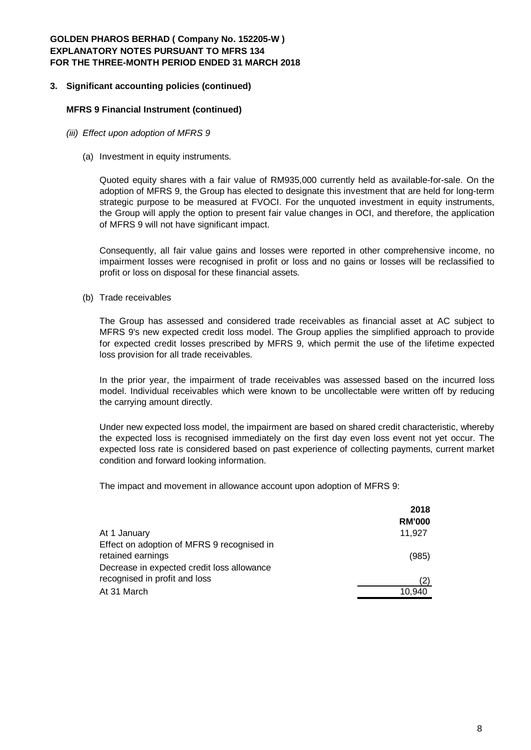**GOLDEN PHAROS BERHAD ( Company No. 152205-W )**
**EXPLANATORY NOTES PURSUANT TO MFRS 134**
**FOR THE THREE-MONTH PERIOD ENDED 31 MARCH 2018**

## 3. Significant accounting policies (continued)

### MFRS 9 Financial Instrument (continued)

*(iii) Effect upon adoption of MFRS 9*

(a) Investment in equity instruments.

Quoted equity shares with a fair value of RM935,000 currently held as available-for-sale. On the adoption of MFRS 9, the Group has elected to designate this investment that are held for long-term strategic purpose to be measured at FVOCI. For the unquoted investment in equity instruments, the Group will apply the option to present fair value changes in OCI, and therefore, the application of MFRS 9 will not have significant impact.

Consequently, all fair value gains and losses were reported in other comprehensive income, no impairment losses were recognised in profit or loss and no gains or losses will be reclassified to profit or loss on disposal for these financial assets.

(b) Trade receivables

The Group has assessed and considered trade receivables as financial asset at AC subject to MFRS 9's new expected credit loss model. The Group applies the simplified approach to provide for expected credit losses prescribed by MFRS 9, which permit the use of the lifetime expected loss provision for all trade receivables.

In the prior year, the impairment of trade receivables was assessed based on the incurred loss model. Individual receivables which were known to be uncollectable were written off by reducing the carrying amount directly.

Under new expected loss model, the impairment are based on shared credit characteristic, whereby the expected loss is recognised immediately on the first day even loss event not yet occur. The expected loss rate is considered based on past experience of collecting payments, current market condition and forward looking information.

The impact and movement in allowance account upon adoption of MFRS 9:

| | 2018 |
|---|---|
| | RM'000 |
| At 1 January | 11,927 |
| Effect on adoption of MFRS 9 recognised in retained earnings | (985) |
| Decrease in expected credit loss allowance recognised in profit and loss | (2) |
| At 31 March | 10,940 |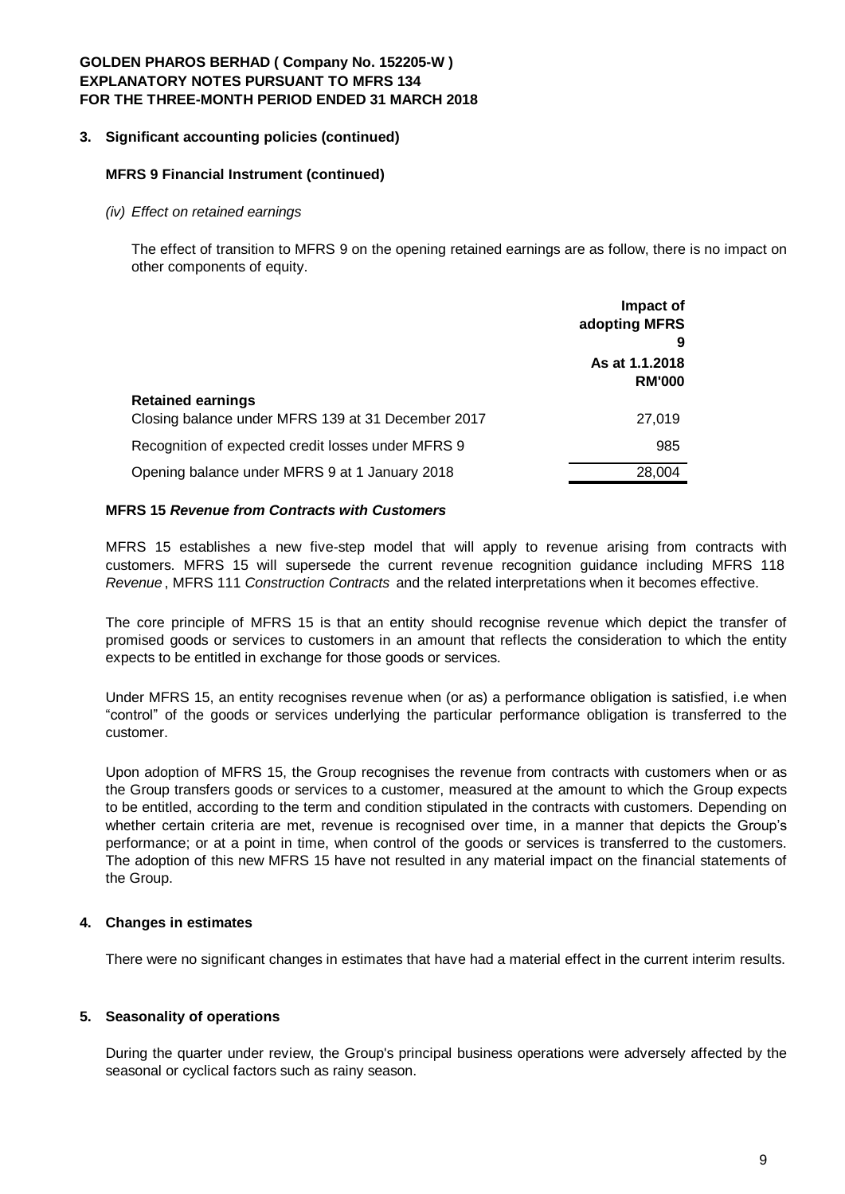GOLDEN PHAROS BERHAD ( Company No. 152205-W )
EXPLANATORY NOTES PURSUANT TO MFRS 134
FOR THE THREE-MONTH PERIOD ENDED 31 MARCH 2018

## 3. Significant accounting policies (continued)

### MFRS 9 Financial Instrument (continued)

*(iv) Effect on retained earnings*

The effect of transition to MFRS 9 on the opening retained earnings are as follow, there is no impact on other components of equity.

| | Impact of adopting MFRS 9 As at 1.1.2018 RM'000 |
|---|---|
| **Retained earnings** | |
| Closing balance under MFRS 139 at 31 December 2017 | 27,019 |
| Recognition of expected credit losses under MFRS 9 | 985 |
| Opening balance under MFRS 9 at 1 January 2018 | 28,004 |

### MFRS 15 *Revenue from Contracts with Customers*

MFRS 15 establishes a new five-step model that will apply to revenue arising from contracts with customers. MFRS 15 will supersede the current revenue recognition guidance including MFRS 118 *Revenue*, MFRS 111 *Construction Contracts* and the related interpretations when it becomes effective.

The core principle of MFRS 15 is that an entity should recognise revenue which depict the transfer of promised goods or services to customers in an amount that reflects the consideration to which the entity expects to be entitled in exchange for those goods or services.

Under MFRS 15, an entity recognises revenue when (or as) a performance obligation is satisfied, i.e when "control" of the goods or services underlying the particular performance obligation is transferred to the customer.

Upon adoption of MFRS 15, the Group recognises the revenue from contracts with customers when or as the Group transfers goods or services to a customer, measured at the amount to which the Group expects to be entitled, according to the term and condition stipulated in the contracts with customers. Depending on whether certain criteria are met, revenue is recognised over time, in a manner that depicts the Group's performance; or at a point in time, when control of the goods or services is transferred to the customers. The adoption of this new MFRS 15 have not resulted in any material impact on the financial statements of the Group.

## 4. Changes in estimates

There were no significant changes in estimates that have had a material effect in the current interim results.

## 5. Seasonality of operations

During the quarter under review, the Group's principal business operations were adversely affected by the seasonal or cyclical factors such as rainy season.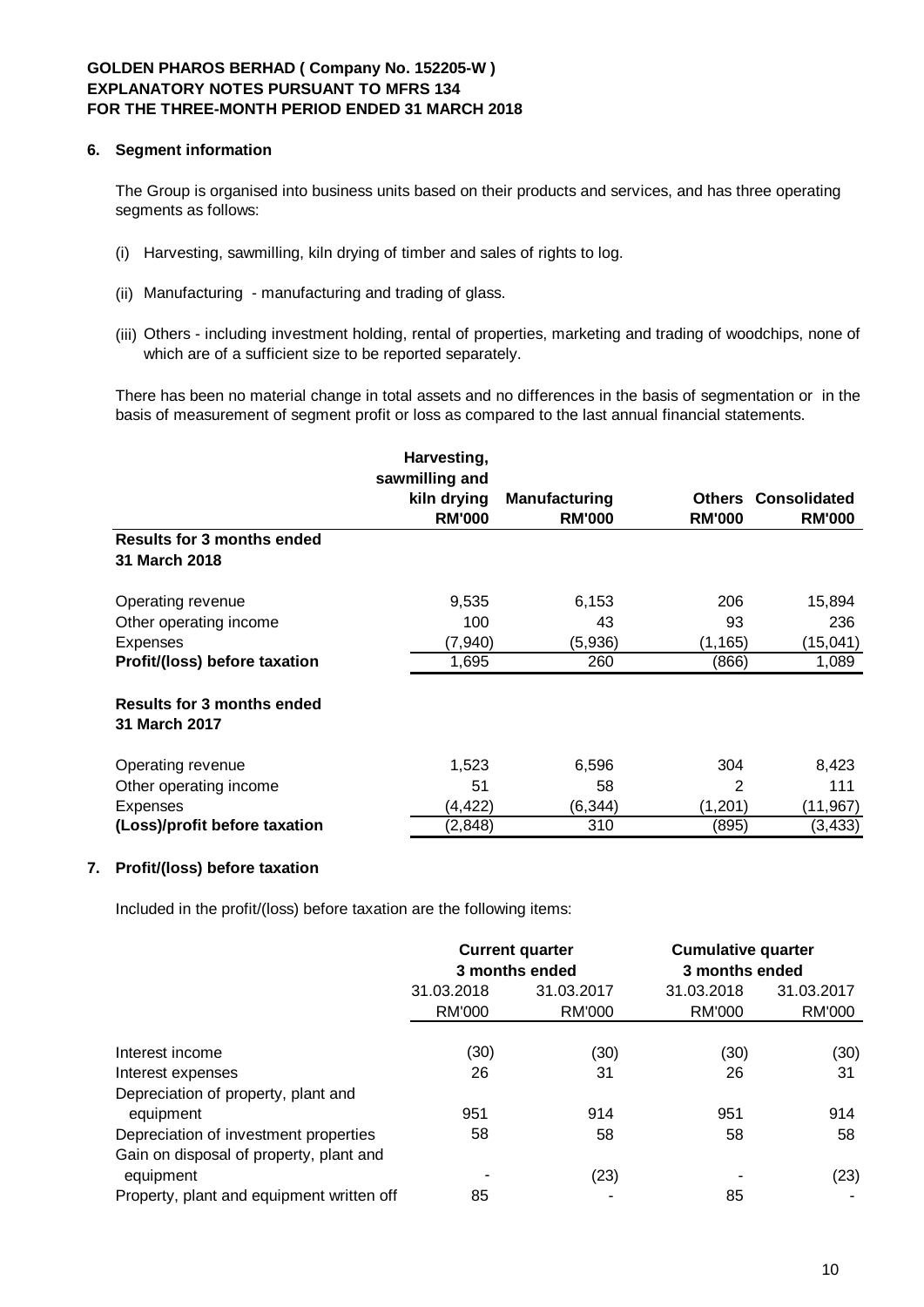**GOLDEN PHAROS BERHAD ( Company No. 152205-W )**
**EXPLANATORY NOTES PURSUANT TO MFRS 134**
**FOR THE THREE-MONTH PERIOD ENDED 31 MARCH 2018**

## 6. Segment information

The Group is organised into business units based on their products and services, and has three operating segments as follows:

(i) Harvesting, sawmilling, kiln drying of timber and sales of rights to log.

(ii) Manufacturing - manufacturing and trading of glass.

(iii) Others - including investment holding, rental of properties, marketing and trading of woodchips, none of which are of a sufficient size to be reported separately.

There has been no material change in total assets and no differences in the basis of segmentation or in the basis of measurement of segment profit or loss as compared to the last annual financial statements.

| | Harvesting, sawmilling and kiln drying RM'000 | Manufacturing RM'000 | Others RM'000 | Consolidated RM'000 |
|---|---|---|---|---|
| **Results for 3 months ended 31 March 2018** | | | | |
| Operating revenue | 9,535 | 6,153 | 206 | 15,894 |
| Other operating income | 100 | 43 | 93 | 236 |
| Expenses | (7,940) | (5,936) | (1,165) | (15,041) |
| **Profit/(loss) before taxation** | 1,695 | 260 | (866) | 1,089 |
| **Results for 3 months ended 31 March 2017** | | | | |
| Operating revenue | 1,523 | 6,596 | 304 | 8,423 |
| Other operating income | 51 | 58 | 2 | 111 |
| Expenses | (4,422) | (6,344) | (1,201) | (11,967) |
| **(Loss)/profit before taxation** | (2,848) | 310 | (895) | (3,433) |

## 7. Profit/(loss) before taxation

Included in the profit/(loss) before taxation are the following items:

| | Current quarter 3 months ended | | Cumulative quarter 3 months ended | |
|---|---|---|---|---|
| | 31.03.2018 | 31.03.2017 | 31.03.2018 | 31.03.2017 |
| | RM'000 | RM'000 | RM'000 | RM'000 |
| Interest income | (30) | (30) | (30) | (30) |
| Interest expenses | 26 | 31 | 26 | 31 |
| Depreciation of property, plant and equipment | 951 | 914 | 951 | 914 |
| Depreciation of investment properties | 58 | 58 | 58 | 58 |
| Gain on disposal of property, plant and equipment | - | (23) | - | (23) |
| Property, plant and equipment written off | 85 | - | 85 | - |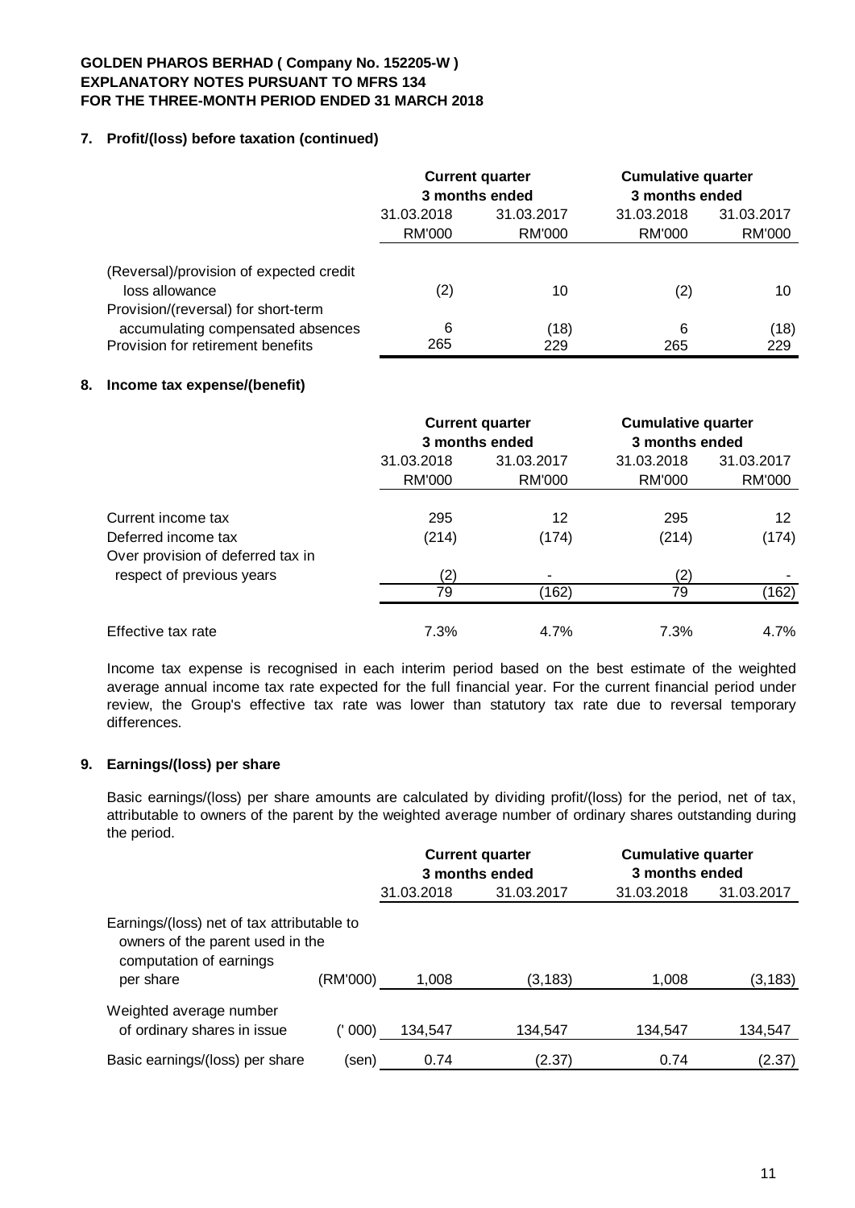**GOLDEN PHAROS BERHAD ( Company No. 152205-W )**
**EXPLANATORY NOTES PURSUANT TO MFRS 134**
**FOR THE THREE-MONTH PERIOD ENDED 31 MARCH 2018**

### 7. Profit/(loss) before taxation (continued)

| | Current quarter 3 months ended | | Cumulative quarter 3 months ended | |
|---|---|---|---|---|
| | 31.03.2018 | 31.03.2017 | 31.03.2018 | 31.03.2017 |
| | RM'000 | RM'000 | RM'000 | RM'000 |
| (Reversal)/provision of expected credit loss allowance | (2) | 10 | (2) | 10 |
| Provision/(reversal) for short-term accumulating compensated absences | 6 | (18) | 6 | (18) |
| Provision for retirement benefits | 265 | 229 | 265 | 229 |

### 8. Income tax expense/(benefit)

| | Current quarter 3 months ended | | Cumulative quarter 3 months ended | |
|---|---|---|---|---|
| | 31.03.2018 | 31.03.2017 | 31.03.2018 | 31.03.2017 |
| | RM'000 | RM'000 | RM'000 | RM'000 |
| Current income tax | 295 | 12 | 295 | 12 |
| Deferred income tax | (214) | (174) | (214) | (174) |
| Over provision of deferred tax in respect of previous years | (2) | - | (2) | - |
| | 79 | (162) | 79 | (162) |
| Effective tax rate | 7.3% | 4.7% | 7.3% | 4.7% |

Income tax expense is recognised in each interim period based on the best estimate of the weighted average annual income tax rate expected for the full financial year. For the current financial period under review, the Group's effective tax rate was lower than statutory tax rate due to reversal temporary differences.

### 9. Earnings/(loss) per share

Basic earnings/(loss) per share amounts are calculated by dividing profit/(loss) for the period, net of tax, attributable to owners of the parent by the weighted average number of ordinary shares outstanding during the period.

| | | Current quarter 3 months ended | | Cumulative quarter 3 months ended | |
|---|---|---|---|---|---|
| | | 31.03.2018 | 31.03.2017 | 31.03.2018 | 31.03.2017 |
| Earnings/(loss) net of tax attributable to owners of the parent used in the computation of earnings per share | (RM'000) | 1,008 | (3,183) | 1,008 | (3,183) |
| Weighted average number of ordinary shares in issue | (' 000) | 134,547 | 134,547 | 134,547 | 134,547 |
| Basic earnings/(loss) per share | (sen) | 0.74 | (2.37) | 0.74 | (2.37) |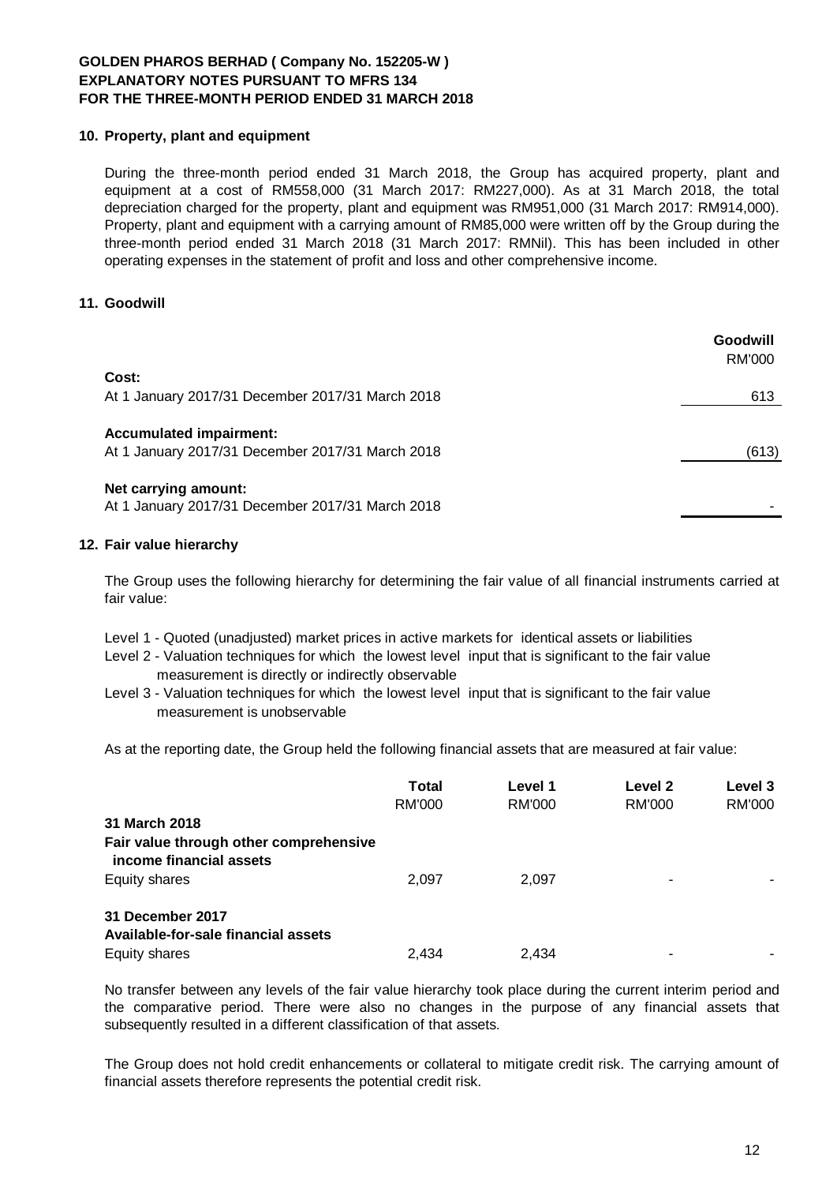## 10. Property, plant and equipment

During the three-month period ended 31 March 2018, the Group has acquired property, plant and equipment at a cost of RM558,000 (31 March 2017: RM227,000). As at 31 March 2018, the total depreciation charged for the property, plant and equipment was RM951,000 (31 March 2017: RM914,000). Property, plant and equipment with a carrying amount of RM85,000 were written off by the Group during the three-month period ended 31 March 2018 (31 March 2017: RMNil). This has been included in other operating expenses in the statement of profit and loss and other comprehensive income.

## 11. Goodwill

| | Goodwill RM'000 |
|---|---|
| **Cost:** | |
| At 1 January 2017/31 December 2017/31 March 2018 | 613 |
| **Accumulated impairment:** | |
| At 1 January 2017/31 December 2017/31 March 2018 | (613) |
| **Net carrying amount:** | |
| At 1 January 2017/31 December 2017/31 March 2018 | - |

## 12. Fair value hierarchy

The Group uses the following hierarchy for determining the fair value of all financial instruments carried at fair value:

Level 1 - Quoted (unadjusted) market prices in active markets for identical assets or liabilities
Level 2 - Valuation techniques for which the lowest level input that is significant to the fair value measurement is directly or indirectly observable
Level 3 - Valuation techniques for which the lowest level input that is significant to the fair value measurement is unobservable

As at the reporting date, the Group held the following financial assets that are measured at fair value:

| | Total RM'000 | Level 1 RM'000 | Level 2 RM'000 | Level 3 RM'000 |
|---|---|---|---|---|
| **31 March 2018** | | | | |
| **Fair value through other comprehensive income financial assets** | | | | |
| Equity shares | 2,097 | 2,097 | - | - |
| **31 December 2017** | | | | |
| **Available-for-sale financial assets** | | | | |
| Equity shares | 2,434 | 2,434 | - | - |

No transfer between any levels of the fair value hierarchy took place during the current interim period and the comparative period. There were also no changes in the purpose of any financial assets that subsequently resulted in a different classification of that assets.

The Group does not hold credit enhancements or collateral to mitigate credit risk. The carrying amount of financial assets therefore represents the potential credit risk.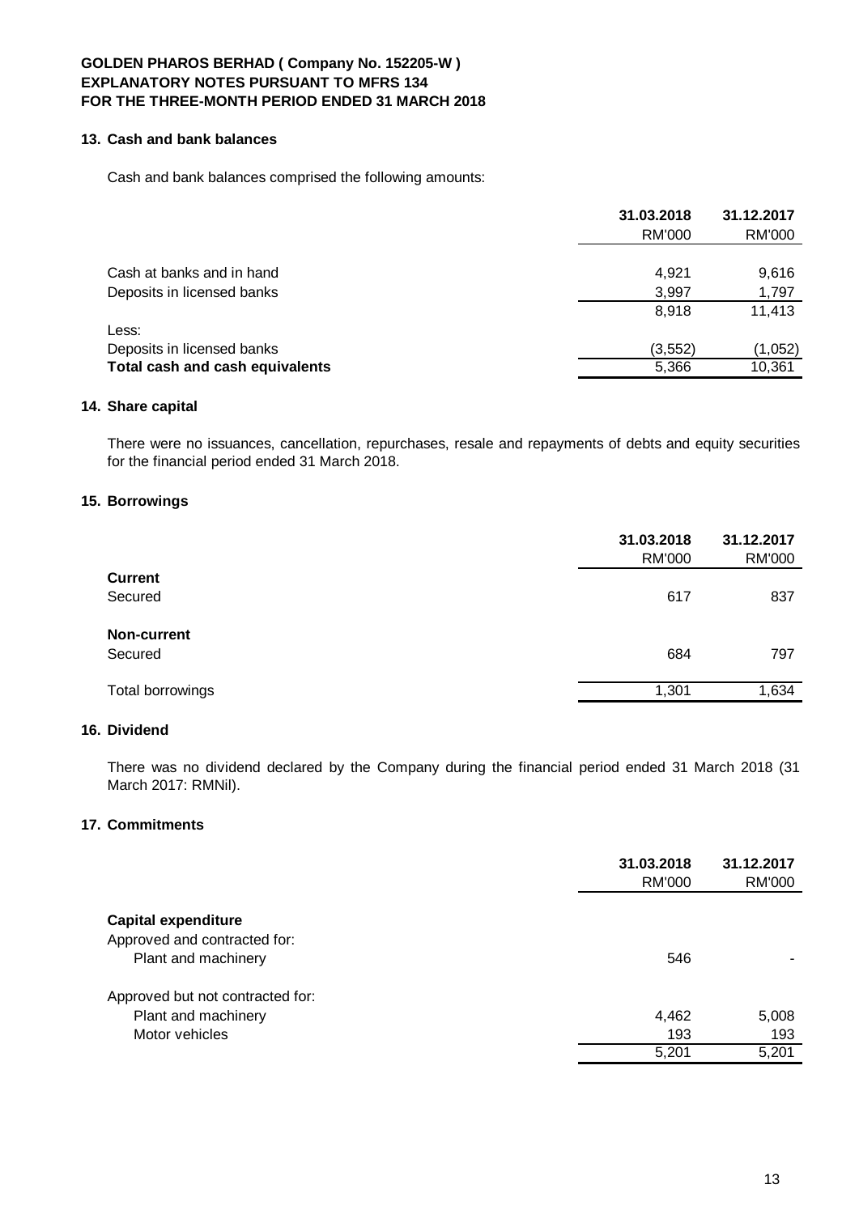## 13. Cash and bank balances

Cash and bank balances comprised the following amounts:

| | 31.03.2018 | 31.12.2017 |
|---|---|---|
| | RM'000 | RM'000 |
| Cash at banks and in hand | 4,921 | 9,616 |
| Deposits in licensed banks | 3,997 | 1,797 |
| | 8,918 | 11,413 |
| Less: | | |
| Deposits in licensed banks | (3,552) | (1,052) |
| **Total cash and cash equivalents** | 5,366 | 10,361 |

## 14. Share capital

There were no issuances, cancellation, repurchases, resale and repayments of debts and equity securities for the financial period ended 31 March 2018.

## 15. Borrowings

| | 31.03.2018 | 31.12.2017 |
|---|---|---|
| | RM'000 | RM'000 |
| **Current** | | |
| Secured | 617 | 837 |
| **Non-current** | | |
| Secured | 684 | 797 |
| Total borrowings | 1,301 | 1,634 |

## 16. Dividend

There was no dividend declared by the Company during the financial period ended 31 March 2018 (31 March 2017: RMNil).

## 17. Commitments

| | 31.03.2018 | 31.12.2017 |
|---|---|---|
| | RM'000 | RM'000 |
| **Capital expenditure** | | |
| Approved and contracted for: | | |
| Plant and machinery | 546 | - |
| Approved but not contracted for: | | |
| Plant and machinery | 4,462 | 5,008 |
| Motor vehicles | 193 | 193 |
| | 5,201 | 5,201 |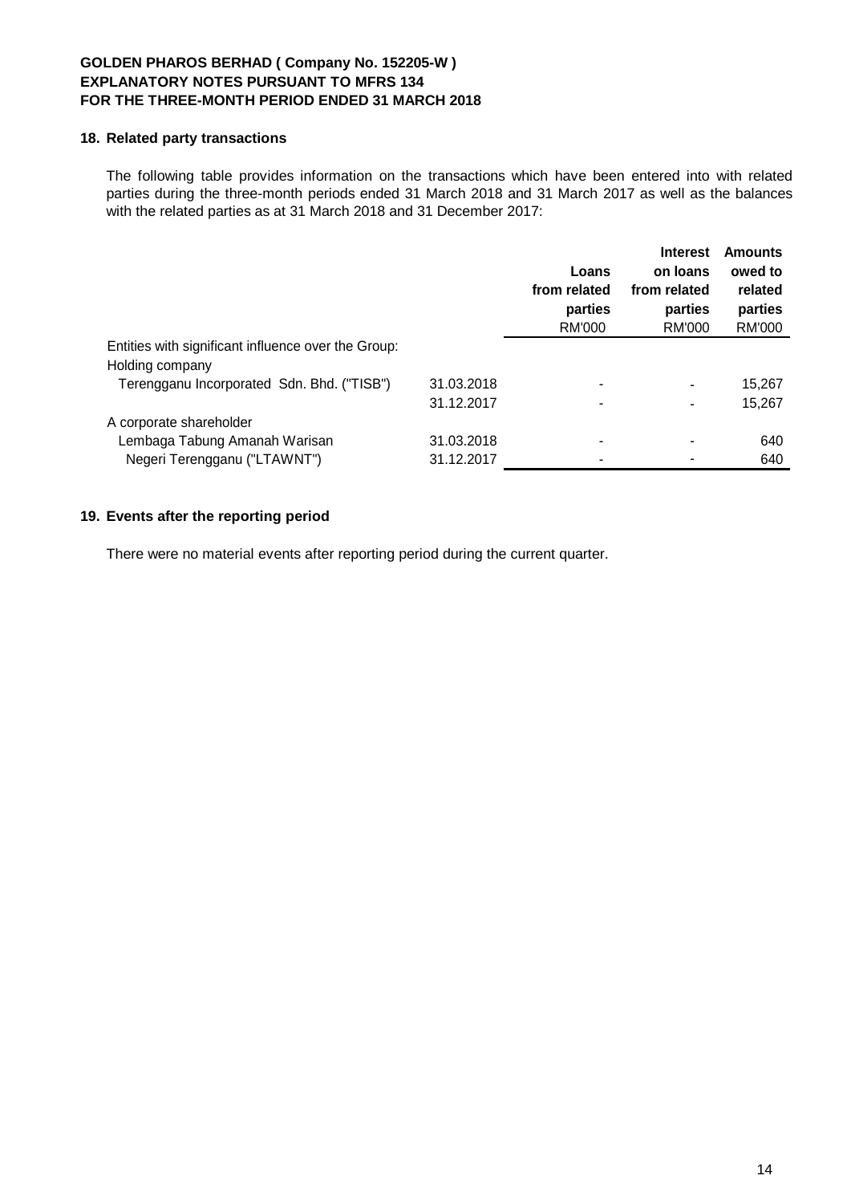**GOLDEN PHAROS BERHAD ( Company No. 152205-W )**
**EXPLANATORY NOTES PURSUANT TO MFRS 134**
**FOR THE THREE-MONTH PERIOD ENDED 31 MARCH 2018**

## 18. Related party transactions

The following table provides information on the transactions which have been entered into with related parties during the three-month periods ended 31 March 2018 and 31 March 2017 as well as the balances with the related parties as at 31 March 2018 and 31 December 2017:

| | | Loans from related parties RM'000 | Interest on loans from related parties RM'000 | Amounts owed to related parties RM'000 |
|---|---|---|---|---|
| Entities with significant influence over the Group: | | | | |
| Holding company | | | | |
| Terengganu Incorporated Sdn. Bhd. ("TISB") | 31.03.2018 | - | - | 15,267 |
| | 31.12.2017 | - | - | 15,267 |
| A corporate shareholder | | | | |
| Lembaga Tabung Amanah Warisan | 31.03.2018 | - | - | 640 |
| Negeri Terengganu ("LTAWNT") | 31.12.2017 | - | - | 640 |

## 19. Events after the reporting period

There were no material events after reporting period during the current quarter.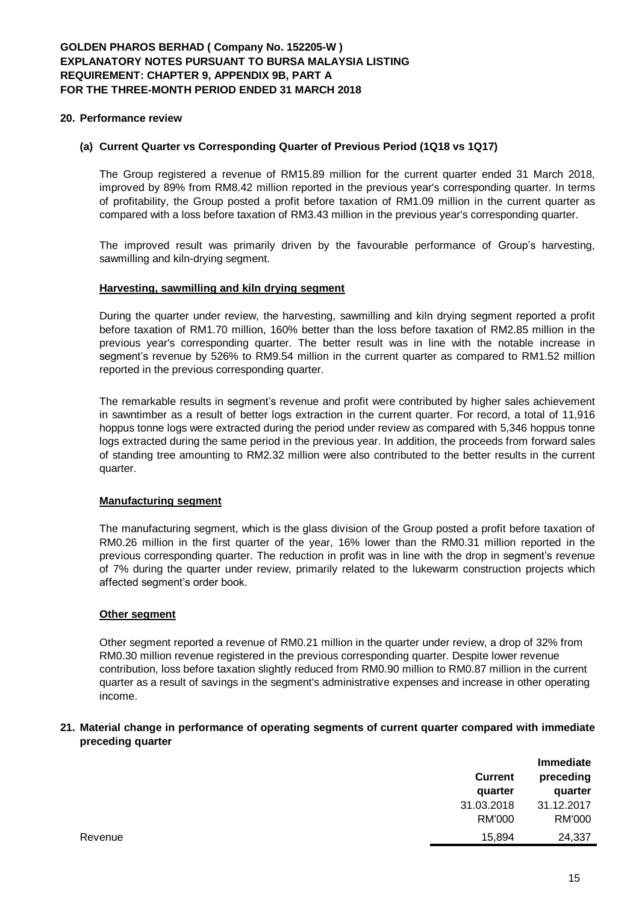**GOLDEN PHAROS BERHAD ( Company No. 152205-W )**
**EXPLANATORY NOTES PURSUANT TO BURSA MALAYSIA LISTING REQUIREMENT: CHAPTER 9, APPENDIX 9B, PART A**
**FOR THE THREE-MONTH PERIOD ENDED 31 MARCH 2018**

## 20. Performance review

### (a) Current Quarter vs Corresponding Quarter of Previous Period (1Q18 vs 1Q17)

The Group registered a revenue of RM15.89 million for the current quarter ended 31 March 2018, improved by 89% from RM8.42 million reported in the previous year's corresponding quarter. In terms of profitability, the Group posted a profit before taxation of RM1.09 million in the current quarter as compared with a loss before taxation of RM3.43 million in the previous year's corresponding quarter.

The improved result was primarily driven by the favourable performance of Group's harvesting, sawmilling and kiln-drying segment.

**Harvesting, sawmilling and kiln drying segment**

During the quarter under review, the harvesting, sawmilling and kiln drying segment reported a profit before taxation of RM1.70 million, 160% better than the loss before taxation of RM2.85 million in the previous year's corresponding quarter. The better result was in line with the notable increase in segment's revenue by 526% to RM9.54 million in the current quarter as compared to RM1.52 million reported in the previous corresponding quarter.

The remarkable results in segment's revenue and profit were contributed by higher sales achievement in sawntimber as a result of better logs extraction in the current quarter. For record, a total of 11,916 hoppus tonne logs were extracted during the period under review as compared with 5,346 hoppus tonne logs extracted during the same period in the previous year. In addition, the proceeds from forward sales of standing tree amounting to RM2.32 million were also contributed to the better results in the current quarter.

**Manufacturing segment**

The manufacturing segment, which is the glass division of the Group posted a profit before taxation of RM0.26 million in the first quarter of the year, 16% lower than the RM0.31 million reported in the previous corresponding quarter. The reduction in profit was in line with the drop in segment's revenue of 7% during the quarter under review, primarily related to the lukewarm construction projects which affected segment's order book.

**Other segment**

Other segment reported a revenue of RM0.21 million in the quarter under review, a drop of 32% from RM0.30 million revenue registered in the previous corresponding quarter. Despite lower revenue contribution, loss before taxation slightly reduced from RM0.90 million to RM0.87 million in the current quarter as a result of savings in the segment's administrative expenses and increase in other operating income.

## 21. Material change in performance of operating segments of current quarter compared with immediate preceding quarter

| | Current quarter 31.03.2018 RM'000 | Immediate preceding quarter 31.12.2017 RM'000 |
|---|---|---|
| Revenue | 15,894 | 24,337 |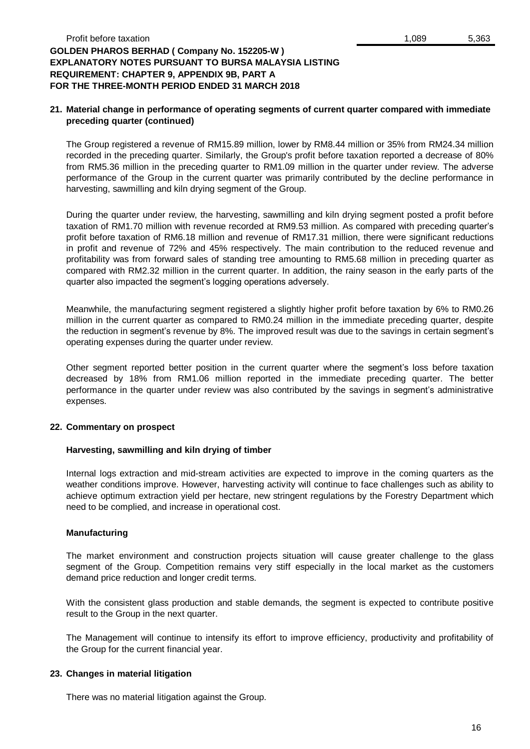| | | |
|---|---|---|
| Profit before taxation | 1,089 | 5,363 |

**GOLDEN PHAROS BERHAD ( Company No. 152205-W )**
**EXPLANATORY NOTES PURSUANT TO BURSA MALAYSIA LISTING REQUIREMENT: CHAPTER 9, APPENDIX 9B, PART A**
**FOR THE THREE-MONTH PERIOD ENDED 31 MARCH 2018**

## 21. Material change in performance of operating segments of current quarter compared with immediate preceding quarter (continued)

The Group registered a revenue of RM15.89 million, lower by RM8.44 million or 35% from RM24.34 million recorded in the preceding quarter. Similarly, the Group's profit before taxation reported a decrease of 80% from RM5.36 million in the preceding quarter to RM1.09 million in the quarter under review. The adverse performance of the Group in the current quarter was primarily contributed by the decline performance in harvesting, sawmilling and kiln drying segment of the Group.

During the quarter under review, the harvesting, sawmilling and kiln drying segment posted a profit before taxation of RM1.70 million with revenue recorded at RM9.53 million. As compared with preceding quarter's profit before taxation of RM6.18 million and revenue of RM17.31 million, there were significant reductions in profit and revenue of 72% and 45% respectively. The main contribution to the reduced revenue and profitability was from forward sales of standing tree amounting to RM5.68 million in preceding quarter as compared with RM2.32 million in the current quarter. In addition, the rainy season in the early parts of the quarter also impacted the segment's logging operations adversely.

Meanwhile, the manufacturing segment registered a slightly higher profit before taxation by 6% to RM0.26 million in the current quarter as compared to RM0.24 million in the immediate preceding quarter, despite the reduction in segment's revenue by 8%. The improved result was due to the savings in certain segment's operating expenses during the quarter under review.

Other segment reported better position in the current quarter where the segment's loss before taxation decreased by 18% from RM1.06 million reported in the immediate preceding quarter. The better performance in the quarter under review was also contributed by the savings in segment's administrative expenses.

## 22. Commentary on prospect

**Harvesting, sawmilling and kiln drying of timber**

Internal logs extraction and mid-stream activities are expected to improve in the coming quarters as the weather conditions improve. However, harvesting activity will continue to face challenges such as ability to achieve optimum extraction yield per hectare, new stringent regulations by the Forestry Department which need to be complied, and increase in operational cost.

**Manufacturing**

The market environment and construction projects situation will cause greater challenge to the glass segment of the Group. Competition remains very stiff especially in the local market as the customers demand price reduction and longer credit terms.

With the consistent glass production and stable demands, the segment is expected to contribute positive result to the Group in the next quarter.

The Management will continue to intensify its effort to improve efficiency, productivity and profitability of the Group for the current financial year.

## 23. Changes in material litigation

There was no material litigation against the Group.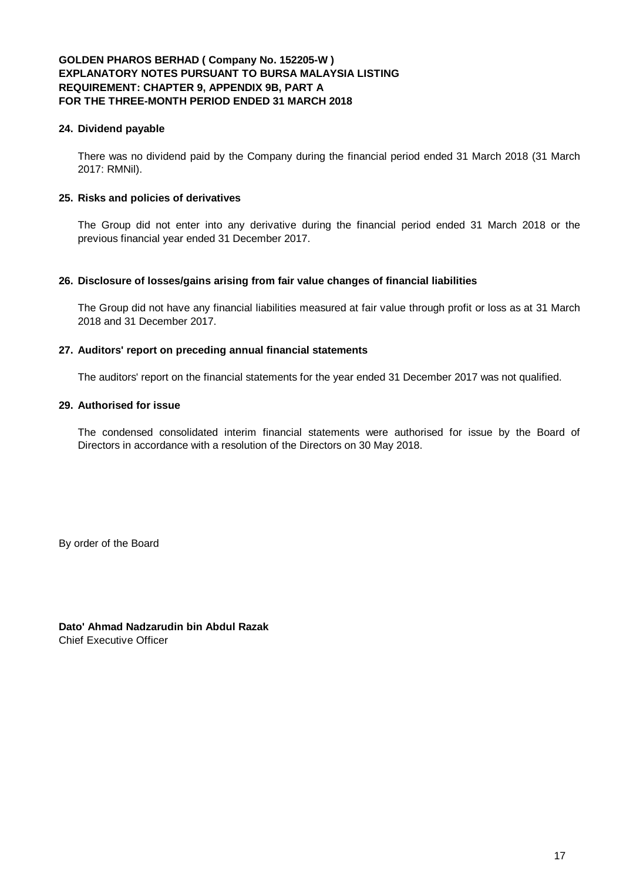**GOLDEN PHAROS BERHAD ( Company No. 152205-W )**
**EXPLANATORY NOTES PURSUANT TO BURSA MALAYSIA LISTING REQUIREMENT: CHAPTER 9, APPENDIX 9B, PART A**
**FOR THE THREE-MONTH PERIOD ENDED 31 MARCH 2018**

## 24. Dividend payable

There was no dividend paid by the Company during the financial period ended 31 March 2018 (31 March 2017: RMNil).

## 25. Risks and policies of derivatives

The Group did not enter into any derivative during the financial period ended 31 March 2018 or the previous financial year ended 31 December 2017.

## 26. Disclosure of losses/gains arising from fair value changes of financial liabilities

The Group did not have any financial liabilities measured at fair value through profit or loss as at 31 March 2018 and 31 December 2017.

## 27. Auditors' report on preceding annual financial statements

The auditors' report on the financial statements for the year ended 31 December 2017 was not qualified.

## 29. Authorised for issue

The condensed consolidated interim financial statements were authorised for issue by the Board of Directors in accordance with a resolution of the Directors on 30 May 2018.

By order of the Board

**Dato' Ahmad Nadzarudin bin Abdul Razak**
Chief Executive Officer